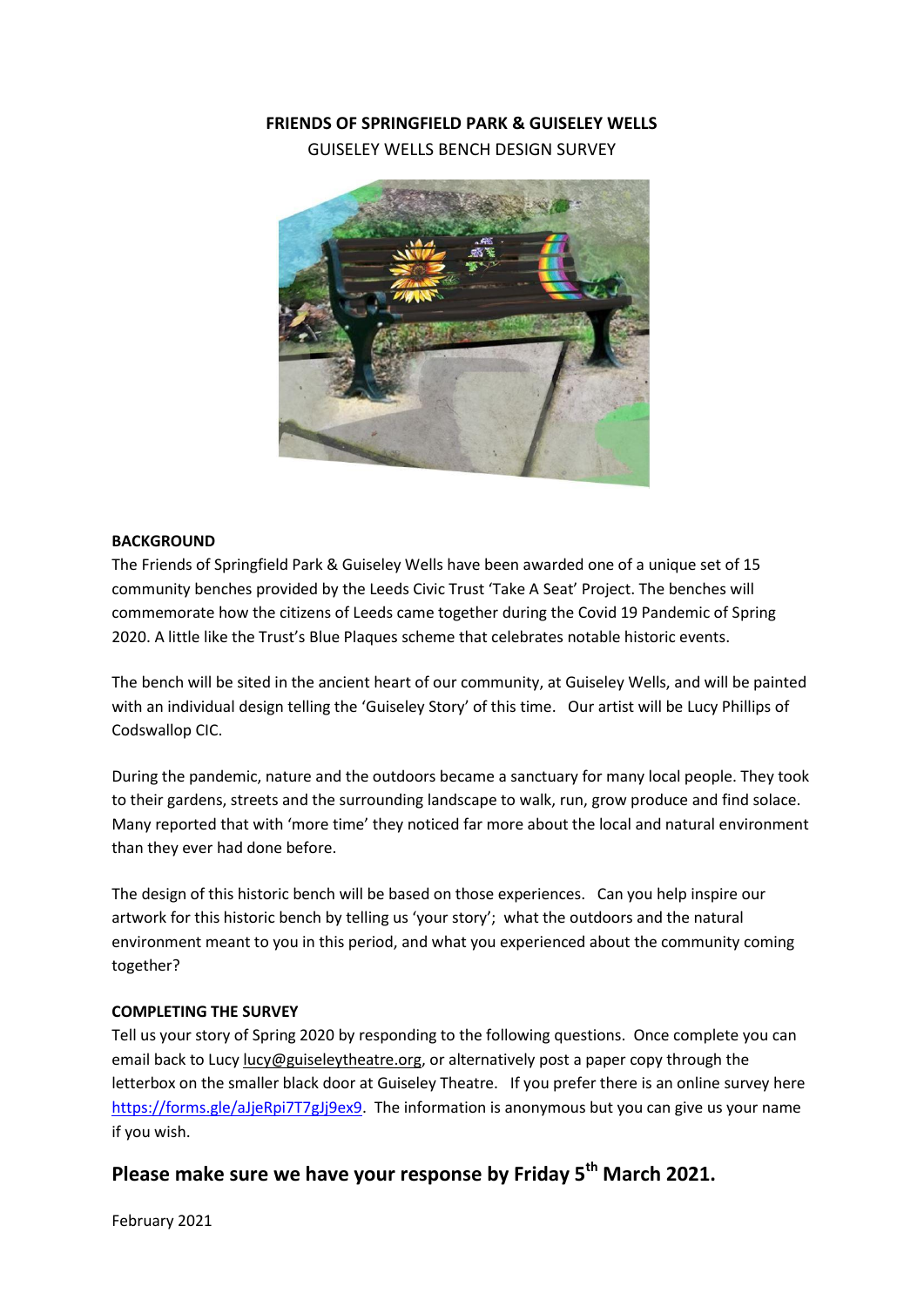**FRIENDS OF SPRINGFIELD PARK & GUISELEY WELLS**

GUISELEY WELLS BENCH DESIGN SURVEY

**BACKGROUND**

The Friends of Springfield Park & Guiseley Wells have been awarded one of a unique set of 15 community benches provided by the Leeds Civic Trust 'Take A Seat' Project. The benches will commemorate how the citizens of Leeds came together during the Covid 19 Pandemic of Spring 2020. A little like the Trust's Blue Plaques scheme that celebrates notable historic events.

The bench will be sited in the ancient heart of our community, at Guiseley Wells, and will be painted with an individual design telling the 'Guiseley Story' of this time. Our artist will be Lucy Phillips of Codswallop CIC.

During the pandemic, nature and the outdoors became a sanctuary for many local people. They took to their gardens, streets and the surrounding landscape to walk, run, grow produce and find solace. Many reported that with 'more time' they noticed far more about the local and natural environment than they ever had done before.

The design of this historic bench will be based on those experiences. Can you help inspire our artwork for this historic bench by telling us 'your story'; what the outdoors and the natural environment meant to you in this period, and what you experienced about the community coming together?

**COMPLETING THE SURVEY**

Tell us your story of Spring 2020 by responding to the following questions. Once complete you can email back to Lucy lucy@guiseleytheatre.org, or alternatively post a paper copy through the letterbox on the smaller black door at Guiseley Theatre. If you prefer there is an online survey here https://forms.gle/aJjeRpi7T7gJj9ex9. The information is anonymous but you can give us your name if you wish.

## Please make sure we have your response by Friday 5th March 2021.

February 2021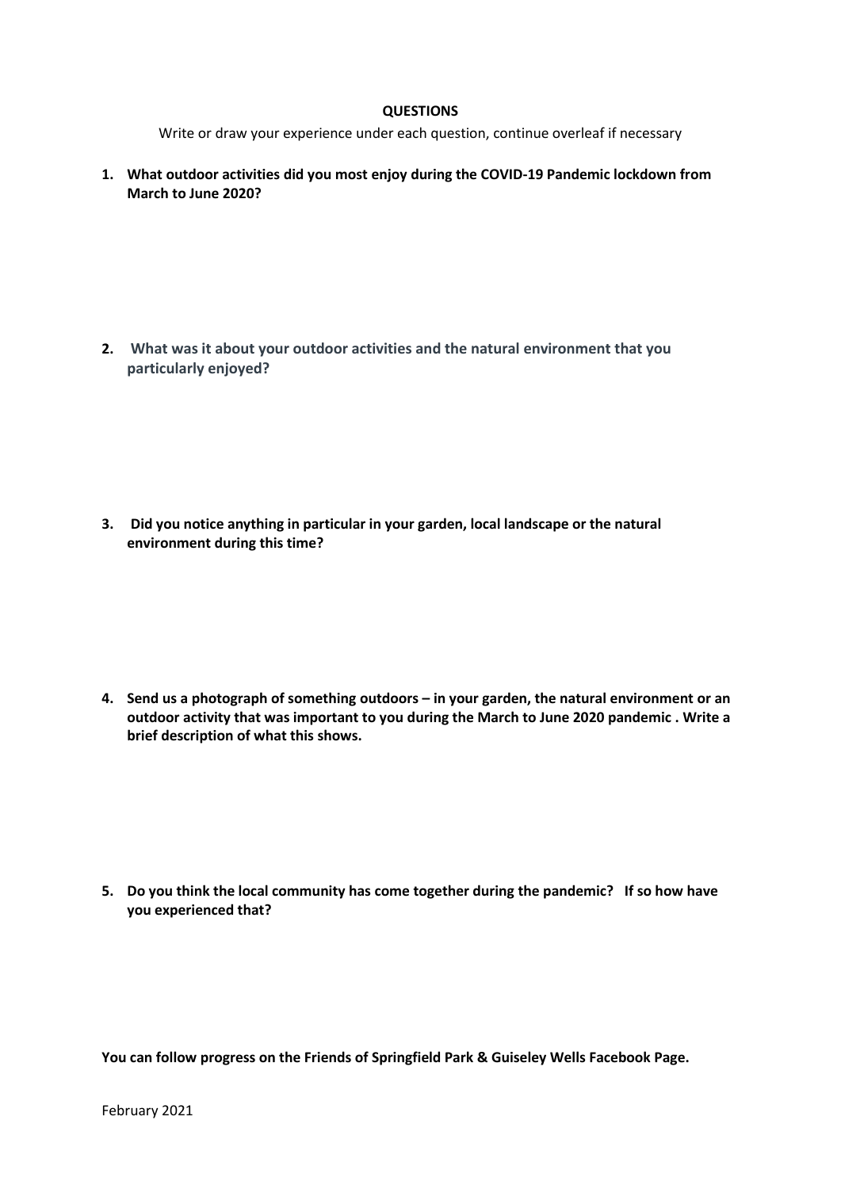**QUESTIONS**

Write or draw your experience under each question, continue overleaf if necessary

1. **What outdoor activities did you most enjoy during the COVID-19 Pandemic lockdown from March to June 2020?**

2. **What was it about your outdoor activities and the natural environment that you particularly enjoyed?**

3. **Did you notice anything in particular in your garden, local landscape or the natural environment during this time?**

4. **Send us a photograph of something outdoors – in your garden, the natural environment or an outdoor activity that was important to you during the March to June 2020 pandemic . Write a brief description of what this shows.**

5. **Do you think the local community has come together during the pandemic? If so how have you experienced that?**

**You can follow progress on the Friends of Springfield Park & Guiseley Wells Facebook Page.**

February 2021